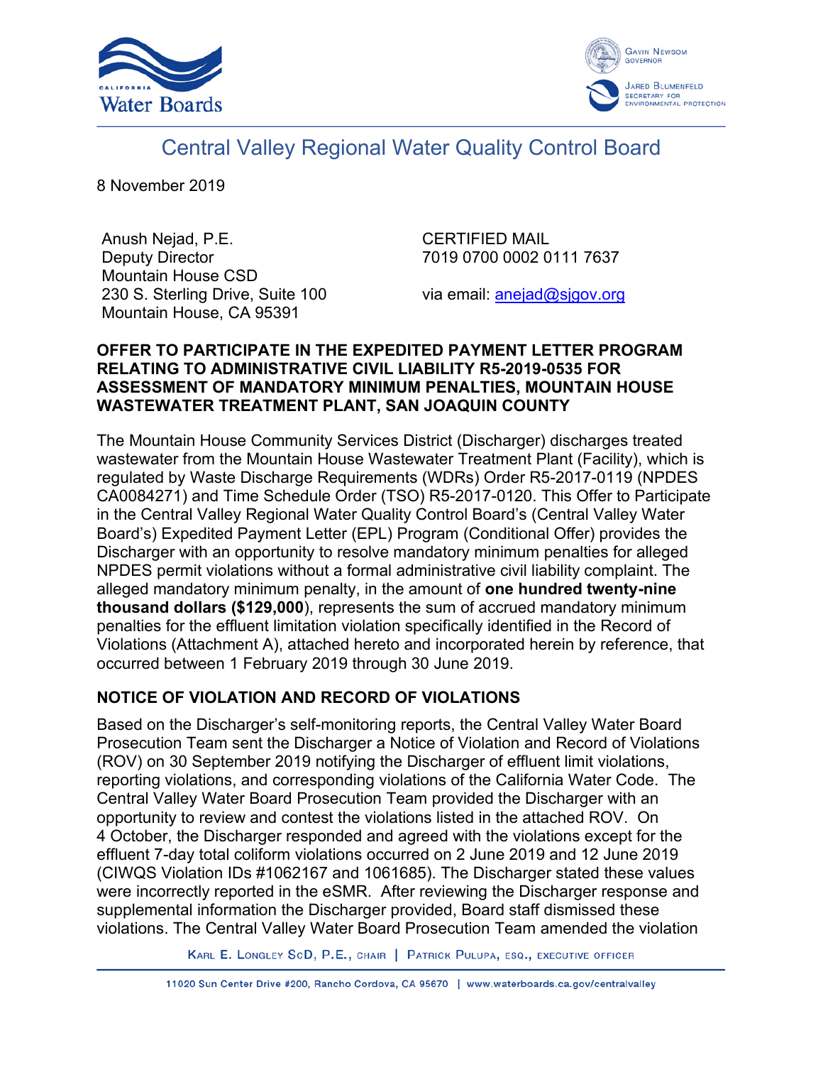# Central Valley Regional Water Quality Control Board

8 November 2019

Anush Nejad, P.E.
Deputy Director
Mountain House CSD
230 S. Sterling Drive, Suite 100
Mountain House, CA 95391

CERTIFIED MAIL
7019 0700 0002 0111 7637

via email: anejad@sjgov.org

**OFFER TO PARTICIPATE IN THE EXPEDITED PAYMENT LETTER PROGRAM RELATING TO ADMINISTRATIVE CIVIL LIABILITY R5-2019-0535 FOR ASSESSMENT OF MANDATORY MINIMUM PENALTIES, MOUNTAIN HOUSE WASTEWATER TREATMENT PLANT, SAN JOAQUIN COUNTY**

The Mountain House Community Services District (Discharger) discharges treated wastewater from the Mountain House Wastewater Treatment Plant (Facility), which is regulated by Waste Discharge Requirements (WDRs) Order R5-2017-0119 (NPDES CA0084271) and Time Schedule Order (TSO) R5-2017-0120. This Offer to Participate in the Central Valley Regional Water Quality Control Board's (Central Valley Water Board's) Expedited Payment Letter (EPL) Program (Conditional Offer) provides the Discharger with an opportunity to resolve mandatory minimum penalties for alleged NPDES permit violations without a formal administrative civil liability complaint. The alleged mandatory minimum penalty, in the amount of **one hundred twenty-nine thousand dollars ($129,000)**, represents the sum of accrued mandatory minimum penalties for the effluent limitation violation specifically identified in the Record of Violations (Attachment A), attached hereto and incorporated herein by reference, that occurred between 1 February 2019 through 30 June 2019.

## NOTICE OF VIOLATION AND RECORD OF VIOLATIONS

Based on the Discharger's self-monitoring reports, the Central Valley Water Board Prosecution Team sent the Discharger a Notice of Violation and Record of Violations (ROV) on 30 September 2019 notifying the Discharger of effluent limit violations, reporting violations, and corresponding violations of the California Water Code. The Central Valley Water Board Prosecution Team provided the Discharger with an opportunity to review and contest the violations listed in the attached ROV. On 4 October, the Discharger responded and agreed with the violations except for the effluent 7-day total coliform violations occurred on 2 June 2019 and 12 June 2019 (CIWQS Violation IDs #1062167 and 1061685). The Discharger stated these values were incorrectly reported in the eSMR. After reviewing the Discharger response and supplemental information the Discharger provided, Board staff dismissed these violations. The Central Valley Water Board Prosecution Team amended the violation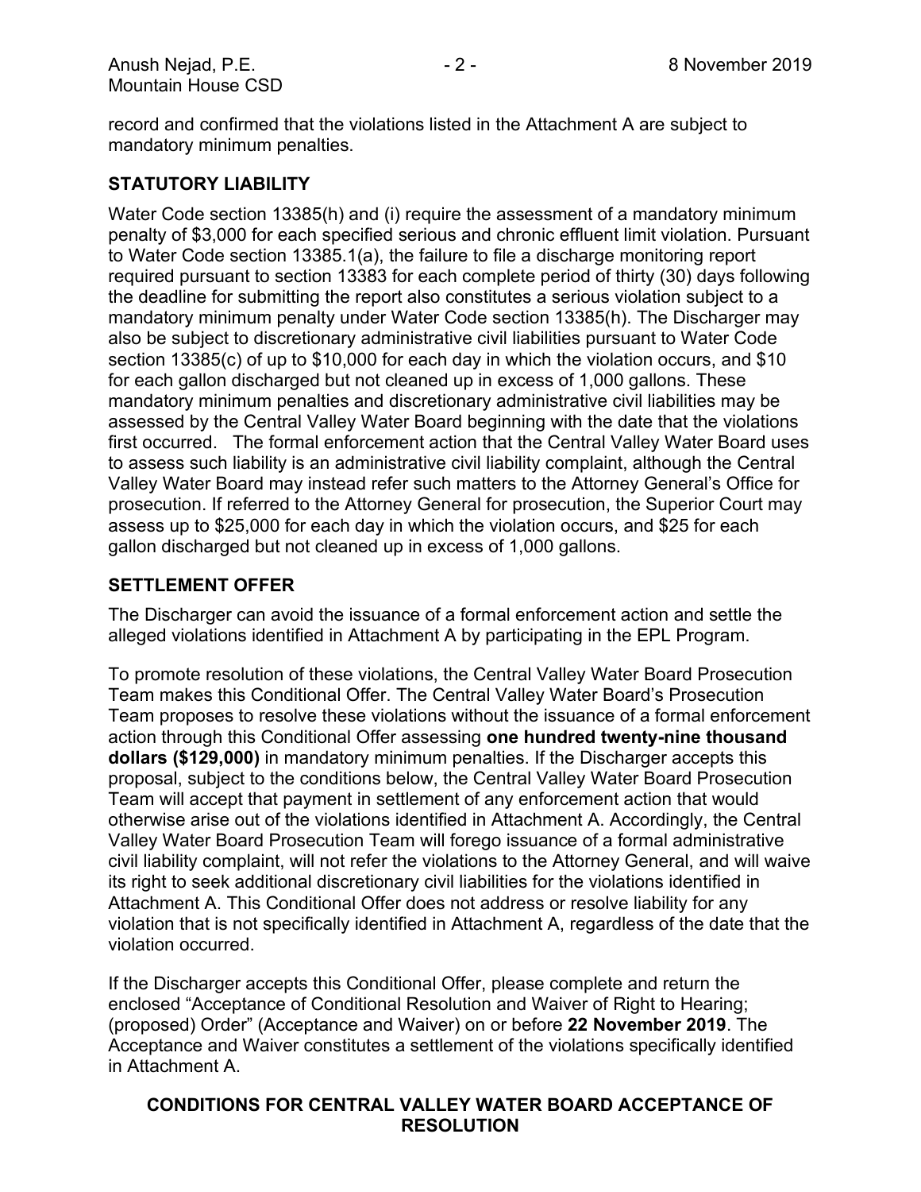record and confirmed that the violations listed in the Attachment A are subject to mandatory minimum penalties.

## STATUTORY LIABILITY

Water Code section 13385(h) and (i) require the assessment of a mandatory minimum penalty of $3,000 for each specified serious and chronic effluent limit violation. Pursuant to Water Code section 13385.1(a), the failure to file a discharge monitoring report required pursuant to section 13383 for each complete period of thirty (30) days following the deadline for submitting the report also constitutes a serious violation subject to a mandatory minimum penalty under Water Code section 13385(h). The Discharger may also be subject to discretionary administrative civil liabilities pursuant to Water Code section 13385(c) of up to $10,000 for each day in which the violation occurs, and $10 for each gallon discharged but not cleaned up in excess of 1,000 gallons. These mandatory minimum penalties and discretionary administrative civil liabilities may be assessed by the Central Valley Water Board beginning with the date that the violations first occurred. The formal enforcement action that the Central Valley Water Board uses to assess such liability is an administrative civil liability complaint, although the Central Valley Water Board may instead refer such matters to the Attorney General's Office for prosecution. If referred to the Attorney General for prosecution, the Superior Court may assess up to $25,000 for each day in which the violation occurs, and $25 for each gallon discharged but not cleaned up in excess of 1,000 gallons.

## SETTLEMENT OFFER

The Discharger can avoid the issuance of a formal enforcement action and settle the alleged violations identified in Attachment A by participating in the EPL Program.

To promote resolution of these violations, the Central Valley Water Board Prosecution Team makes this Conditional Offer. The Central Valley Water Board's Prosecution Team proposes to resolve these violations without the issuance of a formal enforcement action through this Conditional Offer assessing **one hundred twenty-nine thousand dollars ($129,000)** in mandatory minimum penalties. If the Discharger accepts this proposal, subject to the conditions below, the Central Valley Water Board Prosecution Team will accept that payment in settlement of any enforcement action that would otherwise arise out of the violations identified in Attachment A. Accordingly, the Central Valley Water Board Prosecution Team will forego issuance of a formal administrative civil liability complaint, will not refer the violations to the Attorney General, and will waive its right to seek additional discretionary civil liabilities for the violations identified in Attachment A. This Conditional Offer does not address or resolve liability for any violation that is not specifically identified in Attachment A, regardless of the date that the violation occurred.

If the Discharger accepts this Conditional Offer, please complete and return the enclosed "Acceptance of Conditional Resolution and Waiver of Right to Hearing; (proposed) Order" (Acceptance and Waiver) on or before **22 November 2019**. The Acceptance and Waiver constitutes a settlement of the violations specifically identified in Attachment A.

## CONDITIONS FOR CENTRAL VALLEY WATER BOARD ACCEPTANCE OF RESOLUTION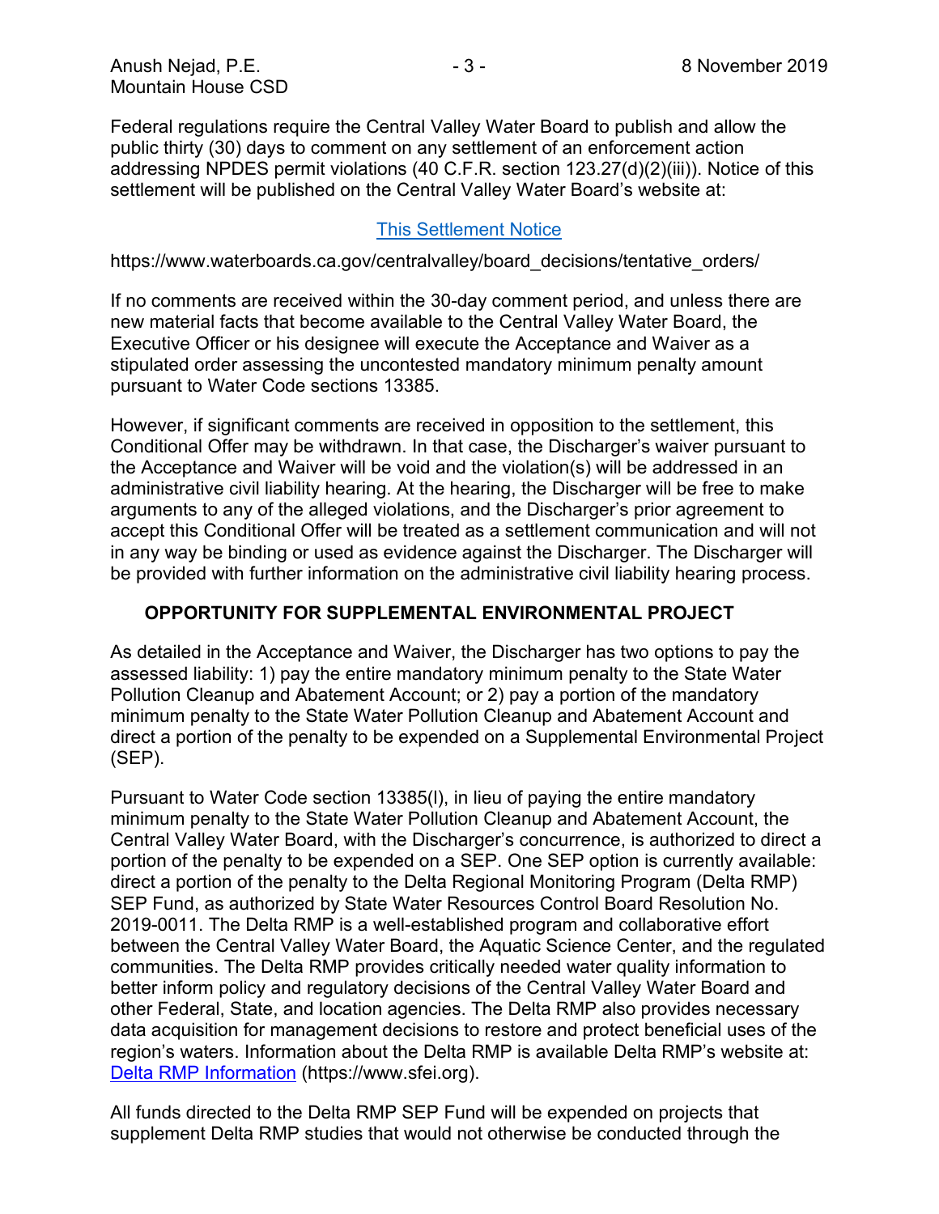Federal regulations require the Central Valley Water Board to publish and allow the public thirty (30) days to comment on any settlement of an enforcement action addressing NPDES permit violations (40 C.F.R. section 123.27(d)(2)(iii)). Notice of this settlement will be published on the Central Valley Water Board's website at:

This Settlement Notice

https://www.waterboards.ca.gov/centralvalley/board_decisions/tentative_orders/

If no comments are received within the 30-day comment period, and unless there are new material facts that become available to the Central Valley Water Board, the Executive Officer or his designee will execute the Acceptance and Waiver as a stipulated order assessing the uncontested mandatory minimum penalty amount pursuant to Water Code sections 13385.

However, if significant comments are received in opposition to the settlement, this Conditional Offer may be withdrawn. In that case, the Discharger's waiver pursuant to the Acceptance and Waiver will be void and the violation(s) will be addressed in an administrative civil liability hearing. At the hearing, the Discharger will be free to make arguments to any of the alleged violations, and the Discharger's prior agreement to accept this Conditional Offer will be treated as a settlement communication and will not in any way be binding or used as evidence against the Discharger. The Discharger will be provided with further information on the administrative civil liability hearing process.

**OPPORTUNITY FOR SUPPLEMENTAL ENVIRONMENTAL PROJECT**

As detailed in the Acceptance and Waiver, the Discharger has two options to pay the assessed liability: 1) pay the entire mandatory minimum penalty to the State Water Pollution Cleanup and Abatement Account; or 2) pay a portion of the mandatory minimum penalty to the State Water Pollution Cleanup and Abatement Account and direct a portion of the penalty to be expended on a Supplemental Environmental Project (SEP).

Pursuant to Water Code section 13385(l), in lieu of paying the entire mandatory minimum penalty to the State Water Pollution Cleanup and Abatement Account, the Central Valley Water Board, with the Discharger's concurrence, is authorized to direct a portion of the penalty to be expended on a SEP. One SEP option is currently available: direct a portion of the penalty to the Delta Regional Monitoring Program (Delta RMP) SEP Fund, as authorized by State Water Resources Control Board Resolution No. 2019-0011. The Delta RMP is a well-established program and collaborative effort between the Central Valley Water Board, the Aquatic Science Center, and the regulated communities. The Delta RMP provides critically needed water quality information to better inform policy and regulatory decisions of the Central Valley Water Board and other Federal, State, and location agencies. The Delta RMP also provides necessary data acquisition for management decisions to restore and protect beneficial uses of the region's waters. Information about the Delta RMP is available Delta RMP's website at: Delta RMP Information (https://www.sfei.org).

All funds directed to the Delta RMP SEP Fund will be expended on projects that supplement Delta RMP studies that would not otherwise be conducted through the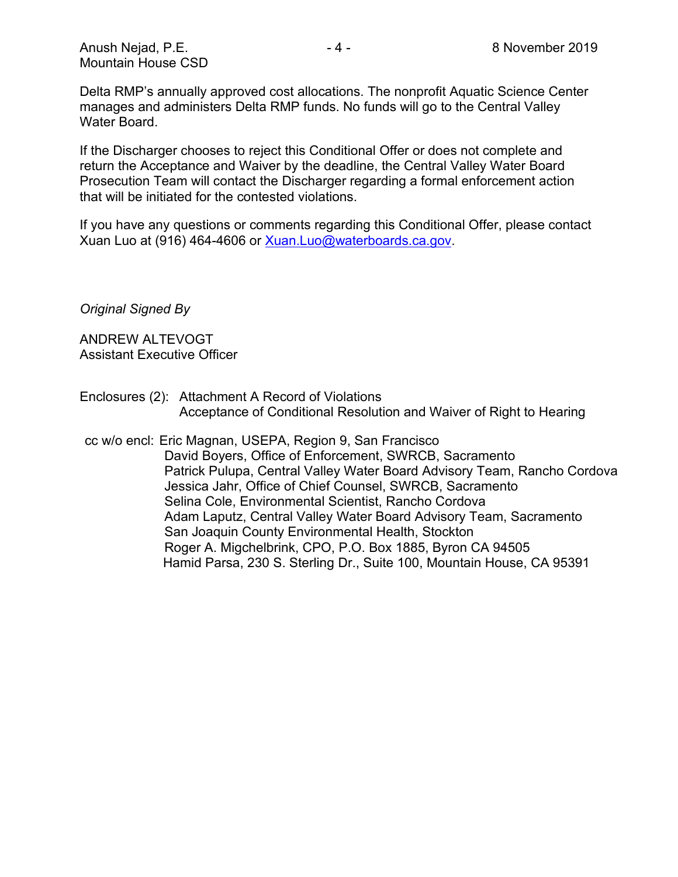Delta RMP's annually approved cost allocations. The nonprofit Aquatic Science Center manages and administers Delta RMP funds. No funds will go to the Central Valley Water Board.

If the Discharger chooses to reject this Conditional Offer or does not complete and return the Acceptance and Waiver by the deadline, the Central Valley Water Board Prosecution Team will contact the Discharger regarding a formal enforcement action that will be initiated for the contested violations.

If you have any questions or comments regarding this Conditional Offer, please contact Xuan Luo at (916) 464-4606 or [Xuan.Luo@waterboards.ca.gov](mailto:Xuan.Luo@waterboards.ca.gov).

*Original Signed By*

ANDREW ALTEVOGT
Assistant Executive Officer

Enclosures (2): Attachment A Record of Violations
Acceptance of Conditional Resolution and Waiver of Right to Hearing

cc w/o encl: Eric Magnan, USEPA, Region 9, San Francisco
David Boyers, Office of Enforcement, SWRCB, Sacramento
Patrick Pulupa, Central Valley Water Board Advisory Team, Rancho Cordova
Jessica Jahr, Office of Chief Counsel, SWRCB, Sacramento
Selina Cole, Environmental Scientist, Rancho Cordova
Adam Laputz, Central Valley Water Board Advisory Team, Sacramento
San Joaquin County Environmental Health, Stockton
Roger A. Migchelbrink, CPO, P.O. Box 1885, Byron CA 94505
Hamid Parsa, 230 S. Sterling Dr., Suite 100, Mountain House, CA 95391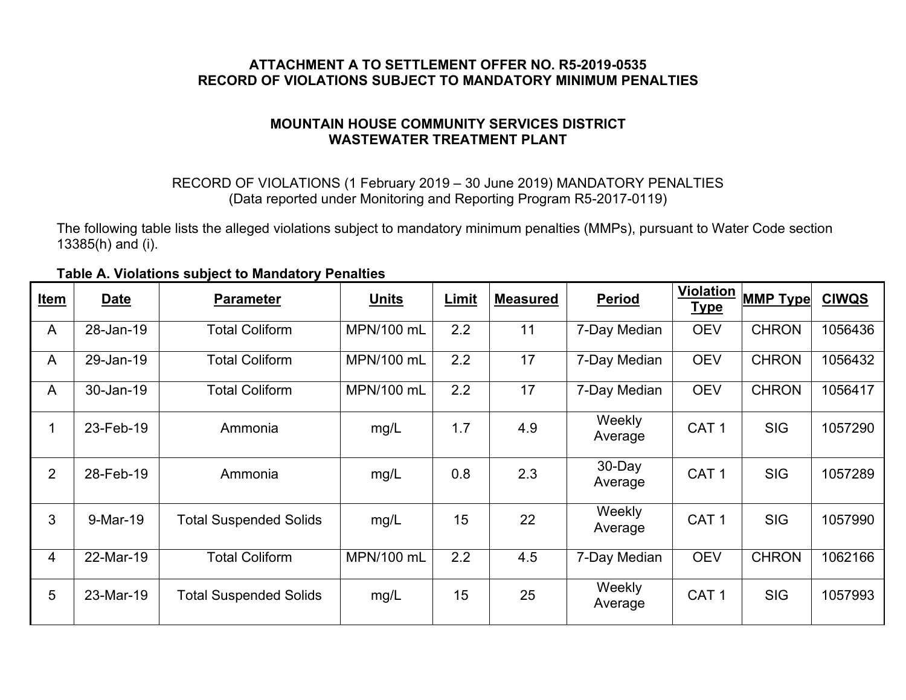**ATTACHMENT A TO SETTLEMENT OFFER NO. R5-2019-0535**
**RECORD OF VIOLATIONS SUBJECT TO MANDATORY MINIMUM PENALTIES**

**MOUNTAIN HOUSE COMMUNITY SERVICES DISTRICT**
**WASTEWATER TREATMENT PLANT**

RECORD OF VIOLATIONS (1 February 2019 – 30 June 2019) MANDATORY PENALTIES
(Data reported under Monitoring and Reporting Program R5-2017-0119)

The following table lists the alleged violations subject to mandatory minimum penalties (MMPs), pursuant to Water Code section 13385(h) and (i).

**Table A. Violations subject to Mandatory Penalties**

| Item | Date | Parameter | Units | Limit | Measured | Period | Violation Type | MMP Type | CIWQS |
|---|---|---|---|---|---|---|---|---|---|
| A | 28-Jan-19 | Total Coliform | MPN/100 mL | 2.2 | 11 | 7-Day Median | OEV | CHRON | 1056436 |
| A | 29-Jan-19 | Total Coliform | MPN/100 mL | 2.2 | 17 | 7-Day Median | OEV | CHRON | 1056432 |
| A | 30-Jan-19 | Total Coliform | MPN/100 mL | 2.2 | 17 | 7-Day Median | OEV | CHRON | 1056417 |
| 1 | 23-Feb-19 | Ammonia | mg/L | 1.7 | 4.9 | Weekly Average | CAT 1 | SIG | 1057290 |
| 2 | 28-Feb-19 | Ammonia | mg/L | 0.8 | 2.3 | 30-Day Average | CAT 1 | SIG | 1057289 |
| 3 | 9-Mar-19 | Total Suspended Solids | mg/L | 15 | 22 | Weekly Average | CAT 1 | SIG | 1057990 |
| 4 | 22-Mar-19 | Total Coliform | MPN/100 mL | 2.2 | 4.5 | 7-Day Median | OEV | CHRON | 1062166 |
| 5 | 23-Mar-19 | Total Suspended Solids | mg/L | 15 | 25 | Weekly Average | CAT 1 | SIG | 1057993 |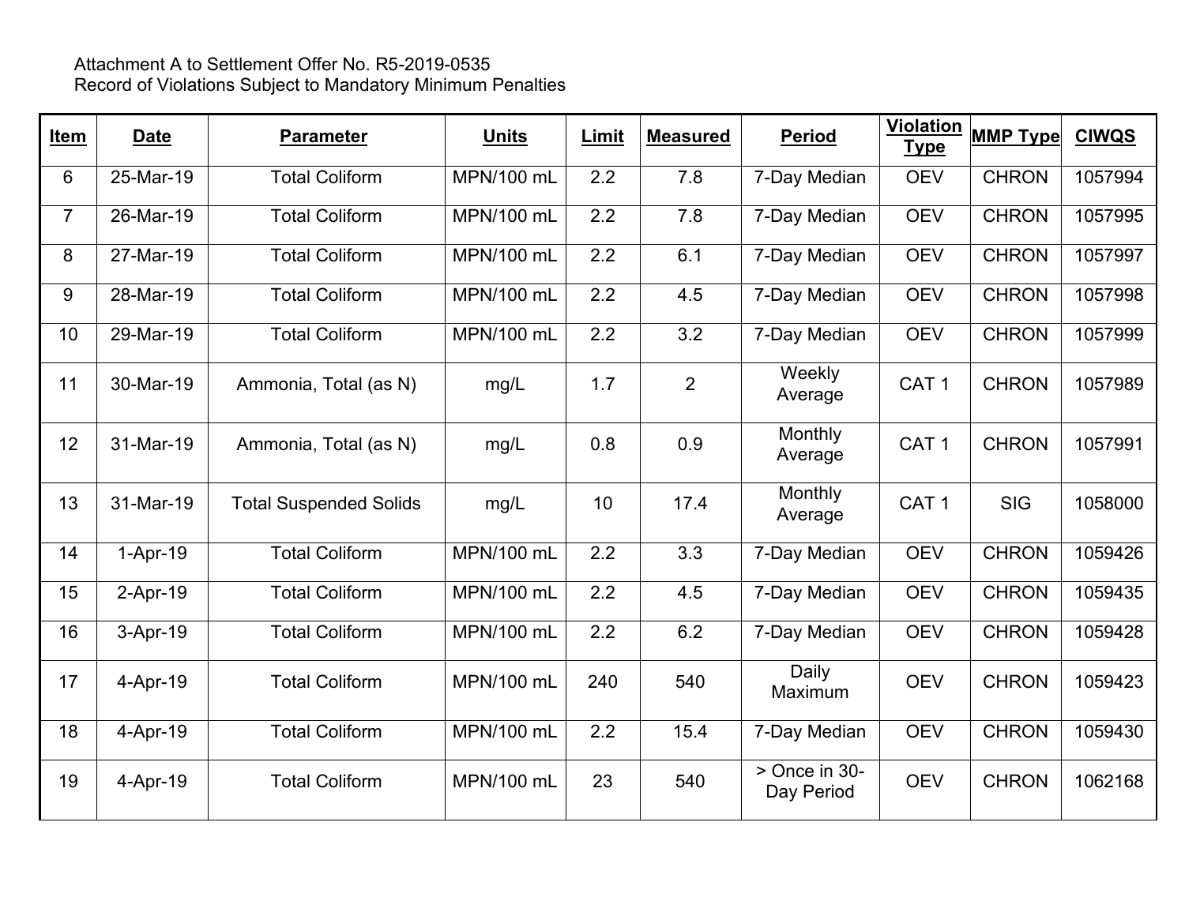Attachment A to Settlement Offer No. R5-2019-0535
Record of Violations Subject to Mandatory Minimum Penalties

| Item | Date | Parameter | Units | Limit | Measured | Period | Violation Type | MMP Type | CIWQS |
|---|---|---|---|---|---|---|---|---|---|
| 6 | 25-Mar-19 | Total Coliform | MPN/100 mL | 2.2 | 7.8 | 7-Day Median | OEV | CHRON | 1057994 |
| 7 | 26-Mar-19 | Total Coliform | MPN/100 mL | 2.2 | 7.8 | 7-Day Median | OEV | CHRON | 1057995 |
| 8 | 27-Mar-19 | Total Coliform | MPN/100 mL | 2.2 | 6.1 | 7-Day Median | OEV | CHRON | 1057997 |
| 9 | 28-Mar-19 | Total Coliform | MPN/100 mL | 2.2 | 4.5 | 7-Day Median | OEV | CHRON | 1057998 |
| 10 | 29-Mar-19 | Total Coliform | MPN/100 mL | 2.2 | 3.2 | 7-Day Median | OEV | CHRON | 1057999 |
| 11 | 30-Mar-19 | Ammonia, Total (as N) | mg/L | 1.7 | 2 | Weekly Average | CAT 1 | CHRON | 1057989 |
| 12 | 31-Mar-19 | Ammonia, Total (as N) | mg/L | 0.8 | 0.9 | Monthly Average | CAT 1 | CHRON | 1057991 |
| 13 | 31-Mar-19 | Total Suspended Solids | mg/L | 10 | 17.4 | Monthly Average | CAT 1 | SIG | 1058000 |
| 14 | 1-Apr-19 | Total Coliform | MPN/100 mL | 2.2 | 3.3 | 7-Day Median | OEV | CHRON | 1059426 |
| 15 | 2-Apr-19 | Total Coliform | MPN/100 mL | 2.2 | 4.5 | 7-Day Median | OEV | CHRON | 1059435 |
| 16 | 3-Apr-19 | Total Coliform | MPN/100 mL | 2.2 | 6.2 | 7-Day Median | OEV | CHRON | 1059428 |
| 17 | 4-Apr-19 | Total Coliform | MPN/100 mL | 240 | 540 | Daily Maximum | OEV | CHRON | 1059423 |
| 18 | 4-Apr-19 | Total Coliform | MPN/100 mL | 2.2 | 15.4 | 7-Day Median | OEV | CHRON | 1059430 |
| 19 | 4-Apr-19 | Total Coliform | MPN/100 mL | 23 | 540 | > Once in 30-Day Period | OEV | CHRON | 1062168 |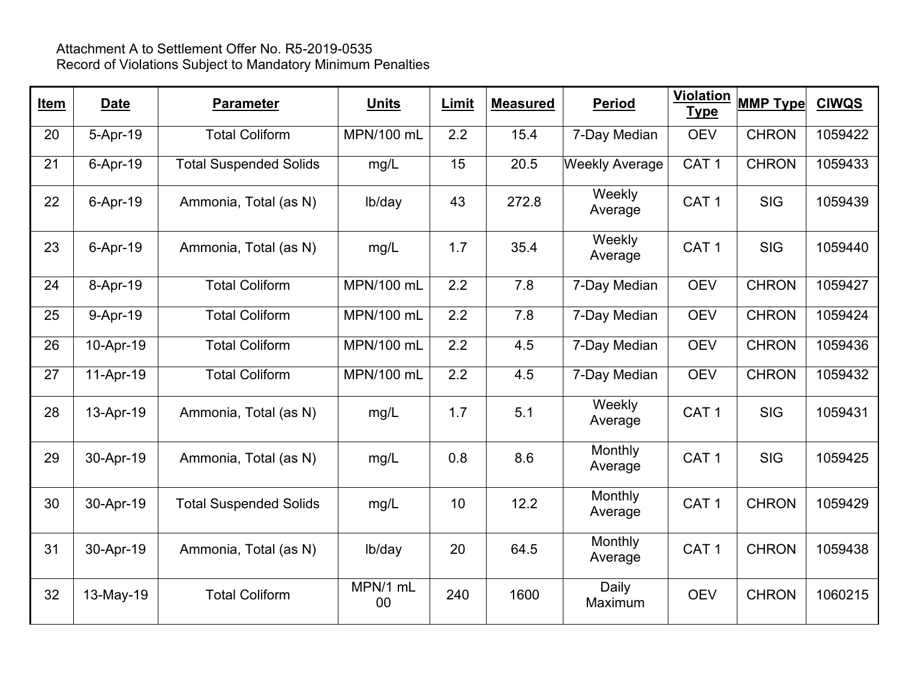Attachment A to Settlement Offer No. R5-2019-0535
Record of Violations Subject to Mandatory Minimum Penalties

| Item | Date | Parameter | Units | Limit | Measured | Period | Violation Type | MMP Type | CIWQS |
|---|---|---|---|---|---|---|---|---|---|
| 20 | 5-Apr-19 | Total Coliform | MPN/100 mL | 2.2 | 15.4 | 7-Day Median | OEV | CHRON | 1059422 |
| 21 | 6-Apr-19 | Total Suspended Solids | mg/L | 15 | 20.5 | Weekly Average | CAT 1 | CHRON | 1059433 |
| 22 | 6-Apr-19 | Ammonia, Total (as N) | lb/day | 43 | 272.8 | Weekly Average | CAT 1 | SIG | 1059439 |
| 23 | 6-Apr-19 | Ammonia, Total (as N) | mg/L | 1.7 | 35.4 | Weekly Average | CAT 1 | SIG | 1059440 |
| 24 | 8-Apr-19 | Total Coliform | MPN/100 mL | 2.2 | 7.8 | 7-Day Median | OEV | CHRON | 1059427 |
| 25 | 9-Apr-19 | Total Coliform | MPN/100 mL | 2.2 | 7.8 | 7-Day Median | OEV | CHRON | 1059424 |
| 26 | 10-Apr-19 | Total Coliform | MPN/100 mL | 2.2 | 4.5 | 7-Day Median | OEV | CHRON | 1059436 |
| 27 | 11-Apr-19 | Total Coliform | MPN/100 mL | 2.2 | 4.5 | 7-Day Median | OEV | CHRON | 1059432 |
| 28 | 13-Apr-19 | Ammonia, Total (as N) | mg/L | 1.7 | 5.1 | Weekly Average | CAT 1 | SIG | 1059431 |
| 29 | 30-Apr-19 | Ammonia, Total (as N) | mg/L | 0.8 | 8.6 | Monthly Average | CAT 1 | SIG | 1059425 |
| 30 | 30-Apr-19 | Total Suspended Solids | mg/L | 10 | 12.2 | Monthly Average | CAT 1 | CHRON | 1059429 |
| 31 | 30-Apr-19 | Ammonia, Total (as N) | lb/day | 20 | 64.5 | Monthly Average | CAT 1 | CHRON | 1059438 |
| 32 | 13-May-19 | Total Coliform | MPN/1 mL 00 | 240 | 1600 | Daily Maximum | OEV | CHRON | 1060215 |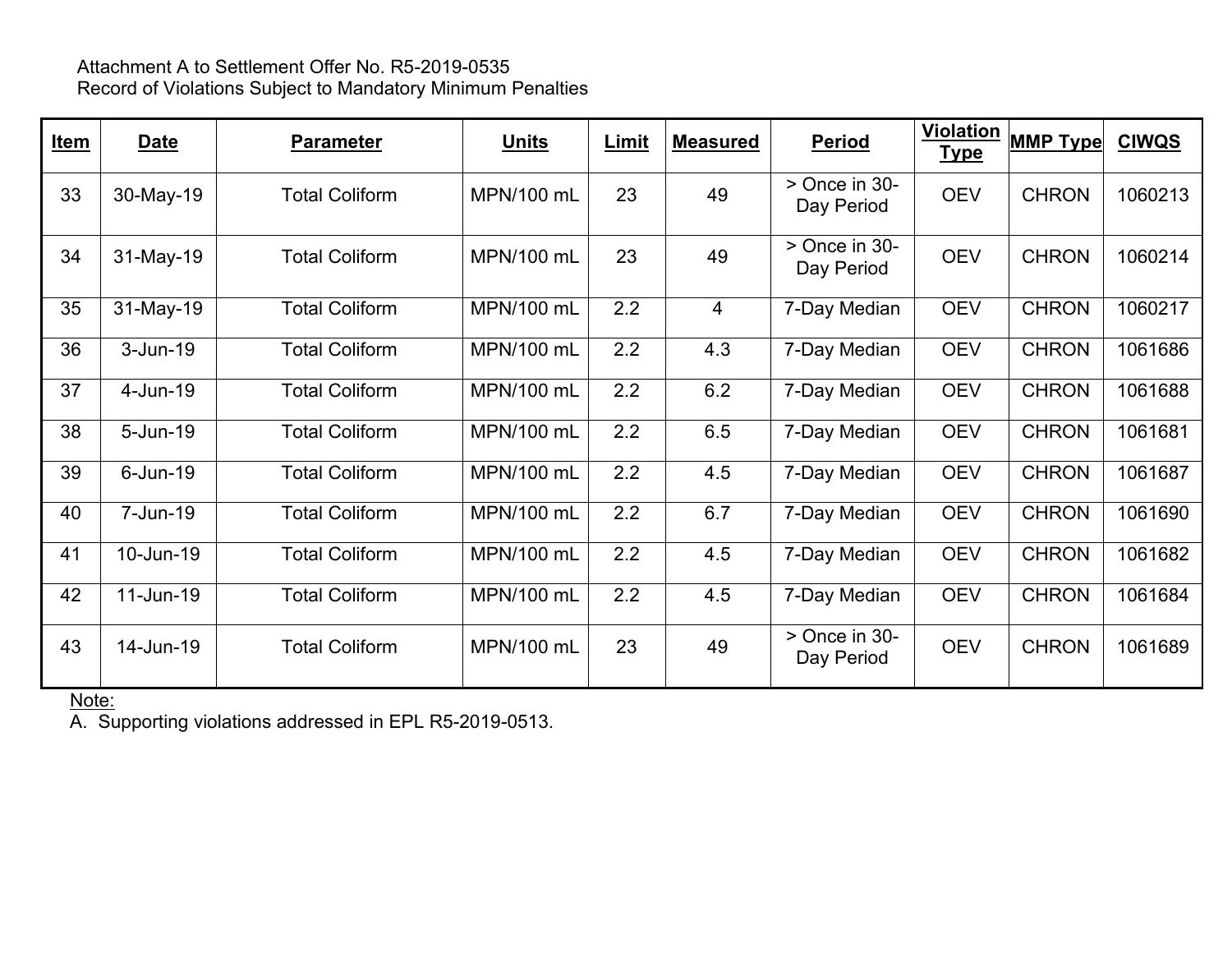Attachment A to Settlement Offer No. R5-2019-0535
Record of Violations Subject to Mandatory Minimum Penalties

| Item | Date | Parameter | Units | Limit | Measured | Period | Violation Type | MMP Type | CIWQS |
|---|---|---|---|---|---|---|---|---|---|
| 33 | 30-May-19 | Total Coliform | MPN/100 mL | 23 | 49 | > Once in 30-Day Period | OEV | CHRON | 1060213 |
| 34 | 31-May-19 | Total Coliform | MPN/100 mL | 23 | 49 | > Once in 30-Day Period | OEV | CHRON | 1060214 |
| 35 | 31-May-19 | Total Coliform | MPN/100 mL | 2.2 | 4 | 7-Day Median | OEV | CHRON | 1060217 |
| 36 | 3-Jun-19 | Total Coliform | MPN/100 mL | 2.2 | 4.3 | 7-Day Median | OEV | CHRON | 1061686 |
| 37 | 4-Jun-19 | Total Coliform | MPN/100 mL | 2.2 | 6.2 | 7-Day Median | OEV | CHRON | 1061688 |
| 38 | 5-Jun-19 | Total Coliform | MPN/100 mL | 2.2 | 6.5 | 7-Day Median | OEV | CHRON | 1061681 |
| 39 | 6-Jun-19 | Total Coliform | MPN/100 mL | 2.2 | 4.5 | 7-Day Median | OEV | CHRON | 1061687 |
| 40 | 7-Jun-19 | Total Coliform | MPN/100 mL | 2.2 | 6.7 | 7-Day Median | OEV | CHRON | 1061690 |
| 41 | 10-Jun-19 | Total Coliform | MPN/100 mL | 2.2 | 4.5 | 7-Day Median | OEV | CHRON | 1061682 |
| 42 | 11-Jun-19 | Total Coliform | MPN/100 mL | 2.2 | 4.5 | 7-Day Median | OEV | CHRON | 1061684 |
| 43 | 14-Jun-19 | Total Coliform | MPN/100 mL | 23 | 49 | > Once in 30-Day Period | OEV | CHRON | 1061689 |

Note:
A. Supporting violations addressed in EPL R5-2019-0513.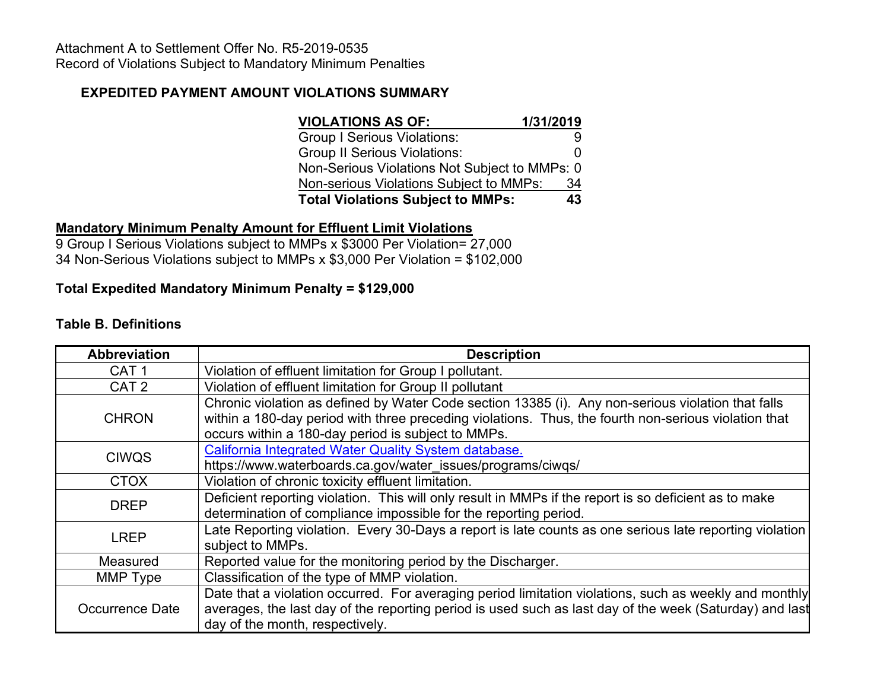Attachment A to Settlement Offer No. R5-2019-0535
Record of Violations Subject to Mandatory Minimum Penalties

## EXPEDITED PAYMENT AMOUNT VIOLATIONS SUMMARY

| VIOLATIONS AS OF: | 1/31/2019 |
|---|---|
| Group I Serious Violations: | 9 |
| Group II Serious Violations: | 0 |
| Non-Serious Violations Not Subject to MMPs: | 0 |
| Non-serious Violations Subject to MMPs: | 34 |
| **Total Violations Subject to MMPs:** | **43** |

**Mandatory Minimum Penalty Amount for Effluent Limit Violations**

9 Group I Serious Violations subject to MMPs x $3000 Per Violation= 27,000
34 Non-Serious Violations subject to MMPs x $3,000 Per Violation = $102,000

**Total Expedited Mandatory Minimum Penalty = $129,000**

**Table B. Definitions**

| Abbreviation | Description |
|---|---|
| CAT 1 | Violation of effluent limitation for Group I pollutant. |
| CAT 2 | Violation of effluent limitation for Group II pollutant |
| CHRON | Chronic violation as defined by Water Code section 13385 (i). Any non-serious violation that falls within a 180-day period with three preceding violations. Thus, the fourth non-serious violation that occurs within a 180-day period is subject to MMPs. |
| CIWQS | California Integrated Water Quality System database. https://www.waterboards.ca.gov/water_issues/programs/ciwqs/ |
| CTOX | Violation of chronic toxicity effluent limitation. |
| DREP | Deficient reporting violation. This will only result in MMPs if the report is so deficient as to make determination of compliance impossible for the reporting period. |
| LREP | Late Reporting violation. Every 30-Days a report is late counts as one serious late reporting violation subject to MMPs. |
| Measured | Reported value for the monitoring period by the Discharger. |
| MMP Type | Classification of the type of MMP violation. |
| Occurrence Date | Date that a violation occurred. For averaging period limitation violations, such as weekly and monthly averages, the last day of the reporting period is used such as last day of the week (Saturday) and last day of the month, respectively. |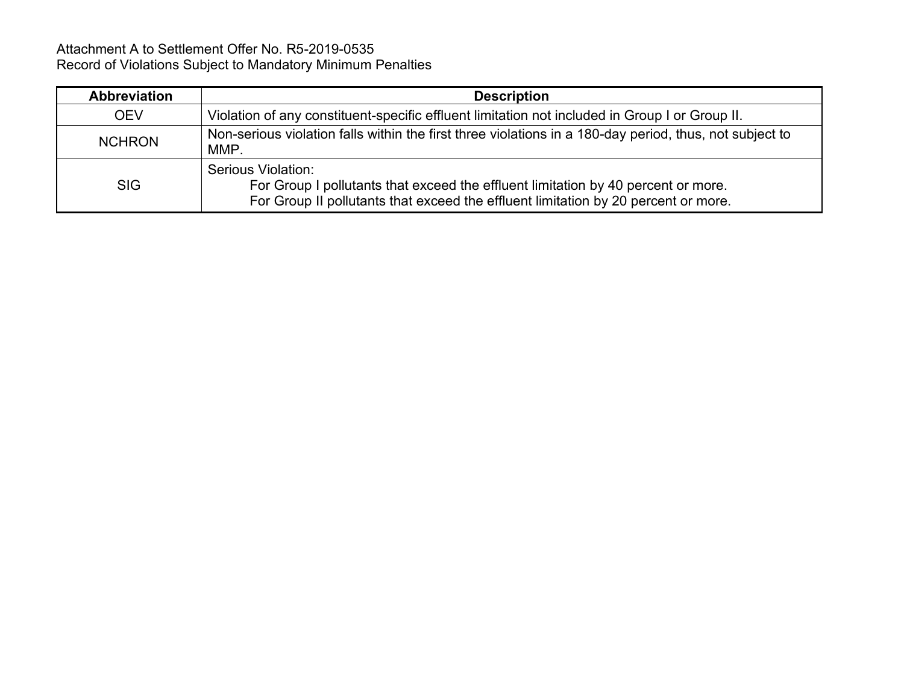Attachment A to Settlement Offer No. R5-2019-0535
Record of Violations Subject to Mandatory Minimum Penalties

| Abbreviation | Description |
|---|---|
| OEV | Violation of any constituent-specific effluent limitation not included in Group I or Group II. |
| NCHRON | Non-serious violation falls within the first three violations in a 180-day period, thus, not subject to MMP. |
| SIG | Serious Violation:<br>For Group I pollutants that exceed the effluent limitation by 40 percent or more.<br>For Group II pollutants that exceed the effluent limitation by 20 percent or more. |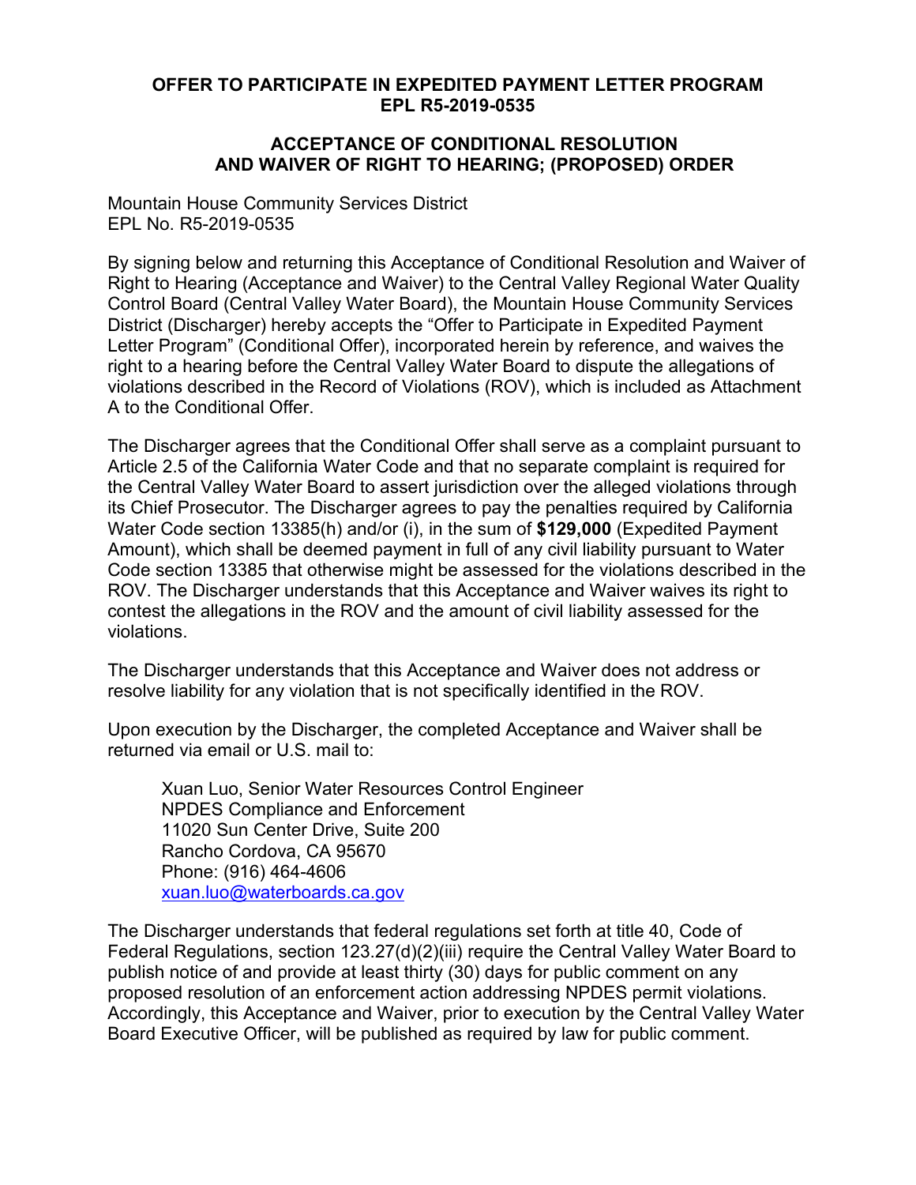**OFFER TO PARTICIPATE IN EXPEDITED PAYMENT LETTER PROGRAM EPL R5-2019-0535**

**ACCEPTANCE OF CONDITIONAL RESOLUTION AND WAIVER OF RIGHT TO HEARING; (PROPOSED) ORDER**

Mountain House Community Services District
EPL No. R5-2019-0535

By signing below and returning this Acceptance of Conditional Resolution and Waiver of Right to Hearing (Acceptance and Waiver) to the Central Valley Regional Water Quality Control Board (Central Valley Water Board), the Mountain House Community Services District (Discharger) hereby accepts the "Offer to Participate in Expedited Payment Letter Program" (Conditional Offer), incorporated herein by reference, and waives the right to a hearing before the Central Valley Water Board to dispute the allegations of violations described in the Record of Violations (ROV), which is included as Attachment A to the Conditional Offer.

The Discharger agrees that the Conditional Offer shall serve as a complaint pursuant to Article 2.5 of the California Water Code and that no separate complaint is required for the Central Valley Water Board to assert jurisdiction over the alleged violations through its Chief Prosecutor. The Discharger agrees to pay the penalties required by California Water Code section 13385(h) and/or (i), in the sum of **$129,000** (Expedited Payment Amount), which shall be deemed payment in full of any civil liability pursuant to Water Code section 13385 that otherwise might be assessed for the violations described in the ROV. The Discharger understands that this Acceptance and Waiver waives its right to contest the allegations in the ROV and the amount of civil liability assessed for the violations.

The Discharger understands that this Acceptance and Waiver does not address or resolve liability for any violation that is not specifically identified in the ROV.

Upon execution by the Discharger, the completed Acceptance and Waiver shall be returned via email or U.S. mail to:

Xuan Luo, Senior Water Resources Control Engineer
NPDES Compliance and Enforcement
11020 Sun Center Drive, Suite 200
Rancho Cordova, CA 95670
Phone: (916) 464-4606
xuan.luo@waterboards.ca.gov

The Discharger understands that federal regulations set forth at title 40, Code of Federal Regulations, section 123.27(d)(2)(iii) require the Central Valley Water Board to publish notice of and provide at least thirty (30) days for public comment on any proposed resolution of an enforcement action addressing NPDES permit violations. Accordingly, this Acceptance and Waiver, prior to execution by the Central Valley Water Board Executive Officer, will be published as required by law for public comment.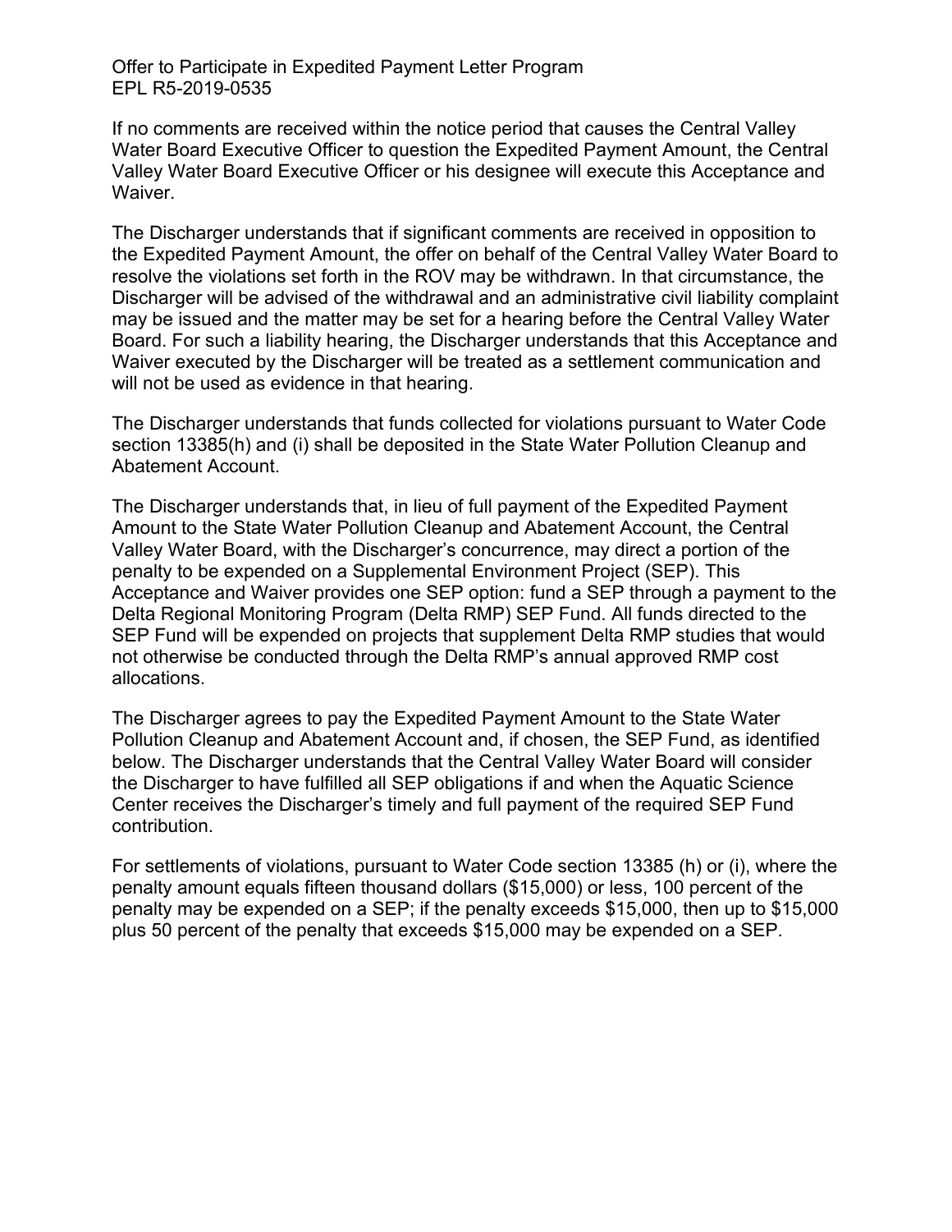If no comments are received within the notice period that causes the Central Valley Water Board Executive Officer to question the Expedited Payment Amount, the Central Valley Water Board Executive Officer or his designee will execute this Acceptance and Waiver.

The Discharger understands that if significant comments are received in opposition to the Expedited Payment Amount, the offer on behalf of the Central Valley Water Board to resolve the violations set forth in the ROV may be withdrawn. In that circumstance, the Discharger will be advised of the withdrawal and an administrative civil liability complaint may be issued and the matter may be set for a hearing before the Central Valley Water Board. For such a liability hearing, the Discharger understands that this Acceptance and Waiver executed by the Discharger will be treated as a settlement communication and will not be used as evidence in that hearing.

The Discharger understands that funds collected for violations pursuant to Water Code section 13385(h) and (i) shall be deposited in the State Water Pollution Cleanup and Abatement Account.

The Discharger understands that, in lieu of full payment of the Expedited Payment Amount to the State Water Pollution Cleanup and Abatement Account, the Central Valley Water Board, with the Discharger's concurrence, may direct a portion of the penalty to be expended on a Supplemental Environment Project (SEP). This Acceptance and Waiver provides one SEP option: fund a SEP through a payment to the Delta Regional Monitoring Program (Delta RMP) SEP Fund. All funds directed to the SEP Fund will be expended on projects that supplement Delta RMP studies that would not otherwise be conducted through the Delta RMP's annual approved RMP cost allocations.

The Discharger agrees to pay the Expedited Payment Amount to the State Water Pollution Cleanup and Abatement Account and, if chosen, the SEP Fund, as identified below. The Discharger understands that the Central Valley Water Board will consider the Discharger to have fulfilled all SEP obligations if and when the Aquatic Science Center receives the Discharger's timely and full payment of the required SEP Fund contribution.

For settlements of violations, pursuant to Water Code section 13385 (h) or (i), where the penalty amount equals fifteen thousand dollars ($15,000) or less, 100 percent of the penalty may be expended on a SEP; if the penalty exceeds $15,000, then up to $15,000 plus 50 percent of the penalty that exceeds $15,000 may be expended on a SEP.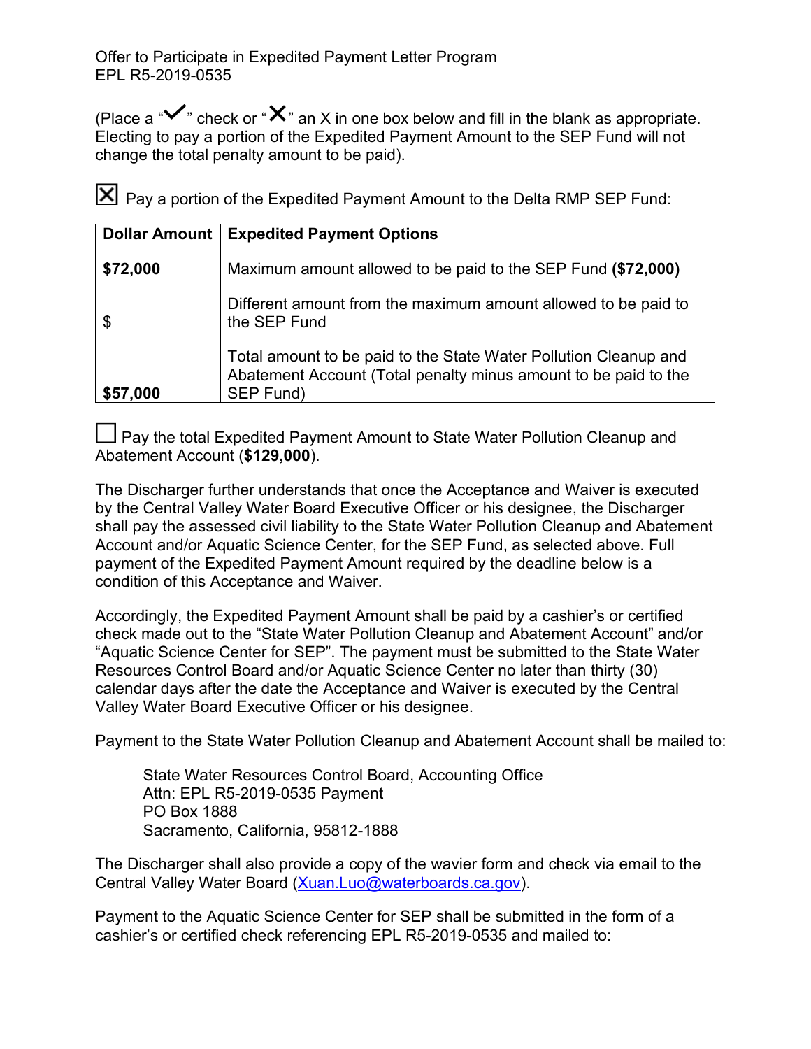Offer to Participate in Expedited Payment Letter Program
EPL R5-2019-0535

(Place a "✓" check or "✗" an X in one box below and fill in the blank as appropriate. Electing to pay a portion of the Expedited Payment Amount to the SEP Fund will not change the total penalty amount to be paid).

☒ Pay a portion of the Expedited Payment Amount to the Delta RMP SEP Fund:

| Dollar Amount | Expedited Payment Options |
|---|---|
| **$72,000** | Maximum amount allowed to be paid to the SEP Fund **($72,000)** |
| $ | Different amount from the maximum amount allowed to be paid to the SEP Fund |
| **$57,000** | Total amount to be paid to the State Water Pollution Cleanup and Abatement Account (Total penalty minus amount to be paid to the SEP Fund) |

☐ Pay the total Expedited Payment Amount to State Water Pollution Cleanup and Abatement Account (**$129,000**).

The Discharger further understands that once the Acceptance and Waiver is executed by the Central Valley Water Board Executive Officer or his designee, the Discharger shall pay the assessed civil liability to the State Water Pollution Cleanup and Abatement Account and/or Aquatic Science Center, for the SEP Fund, as selected above. Full payment of the Expedited Payment Amount required by the deadline below is a condition of this Acceptance and Waiver.

Accordingly, the Expedited Payment Amount shall be paid by a cashier's or certified check made out to the "State Water Pollution Cleanup and Abatement Account" and/or "Aquatic Science Center for SEP". The payment must be submitted to the State Water Resources Control Board and/or Aquatic Science Center no later than thirty (30) calendar days after the date the Acceptance and Waiver is executed by the Central Valley Water Board Executive Officer or his designee.

Payment to the State Water Pollution Cleanup and Abatement Account shall be mailed to:

> State Water Resources Control Board, Accounting Office
> Attn: EPL R5-2019-0535 Payment
> PO Box 1888
> Sacramento, California, 95812-1888

The Discharger shall also provide a copy of the wavier form and check via email to the Central Valley Water Board (Xuan.Luo@waterboards.ca.gov).

Payment to the Aquatic Science Center for SEP shall be submitted in the form of a cashier's or certified check referencing EPL R5-2019-0535 and mailed to: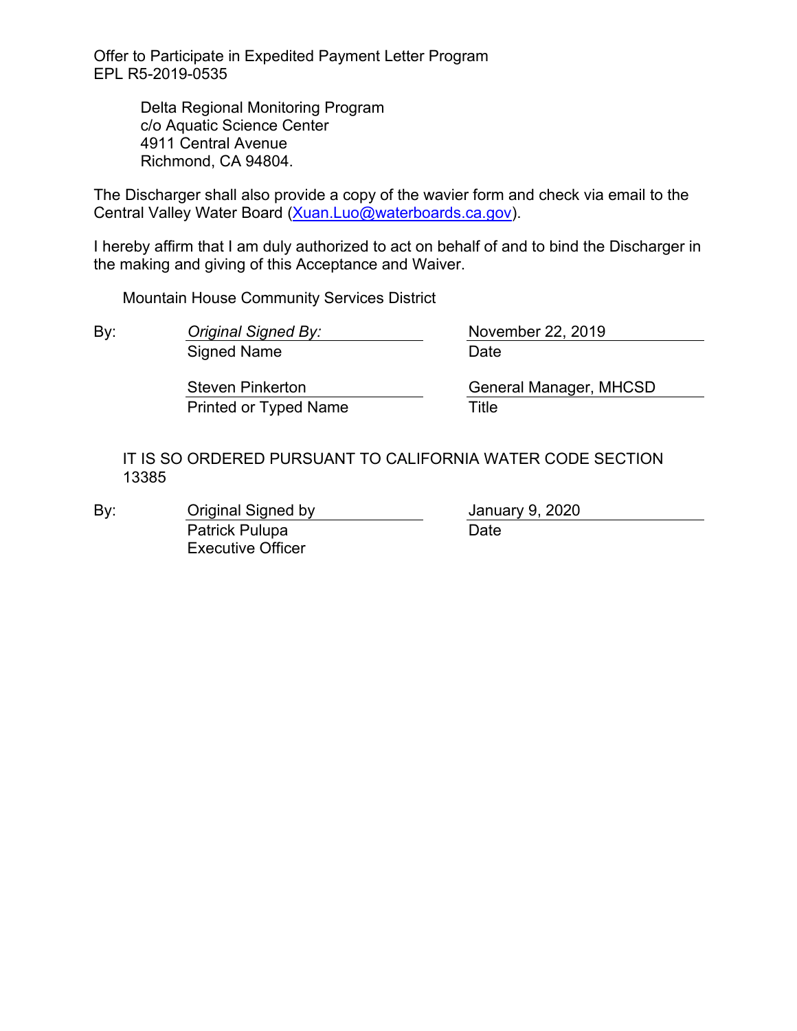Offer to Participate in Expedited Payment Letter Program
EPL R5-2019-0535

Delta Regional Monitoring Program
c/o Aquatic Science Center
4911 Central Avenue
Richmond, CA 94804.

The Discharger shall also provide a copy of the wavier form and check via email to the Central Valley Water Board (Xuan.Luo@waterboards.ca.gov).

I hereby affirm that I am duly authorized to act on behalf of and to bind the Discharger in the making and giving of this Acceptance and Waiver.

Mountain House Community Services District

By: *Original Signed By:*
Signed Name

November 22, 2019
Date

Steven Pinkerton
Printed or Typed Name

General Manager, MHCSD
Title

IT IS SO ORDERED PURSUANT TO CALIFORNIA WATER CODE SECTION 13385

By: Original Signed by
Patrick Pulupa
Executive Officer

January 9, 2020
Date